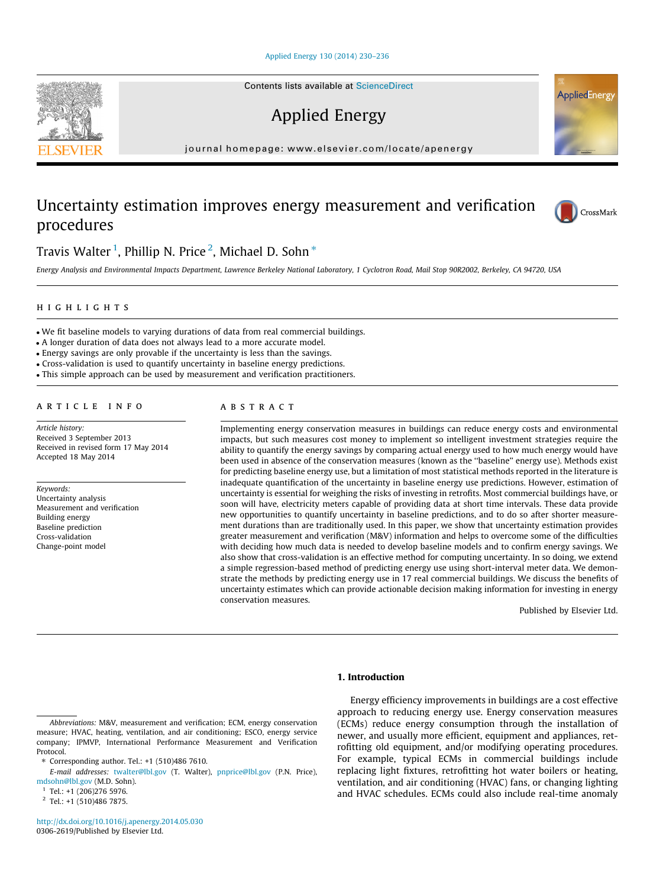# Uncertainty estimation improves energy measurement and verification procedures

Travis Walter [1], Phillip N. Price [2], Michael D. Sohn *

*Energy Analysis and Environmental Impacts Department, Lawrence Berkeley National Laboratory, 1 Cyclotron Road, Mail Stop 90R2002, Berkeley, CA 94720, USA*

## HIGHLIGHTS

- We fit baseline models to varying durations of data from real commercial buildings.
- A longer duration of data does not always lead to a more accurate model.
- Energy savings are only provable if the uncertainty is less than the savings.
- Cross-validation is used to quantify uncertainty in baseline energy predictions.
- This simple approach can be used by measurement and verification practitioners.

## ARTICLE INFO

*Article history:*
Received 3 September 2013
Received in revised form 17 May 2014
Accepted 18 May 2014

*Keywords:*
Uncertainty analysis
Measurement and verification
Building energy
Baseline prediction
Cross-validation
Change-point model

## ABSTRACT

Implementing energy conservation measures in buildings can reduce energy costs and environmental impacts, but such measures cost money to implement so intelligent investment strategies require the ability to quantify the energy savings by comparing actual energy used to how much energy would have been used in absence of the conservation measures (known as the "baseline" energy use). Methods exist for predicting baseline energy use, but a limitation of most statistical methods reported in the literature is inadequate quantification of the uncertainty in baseline energy use predictions. However, estimation of uncertainty is essential for weighing the risks of investing in retrofits. Most commercial buildings have, or soon will have, electricity meters capable of providing data at short time intervals. These data provide new opportunities to quantify uncertainty in baseline predictions, and to do so after shorter measurement durations than are traditionally used. In this paper, we show that uncertainty estimation provides greater measurement and verification (M&V) information and helps to overcome some of the difficulties with deciding how much data is needed to develop baseline models and to confirm energy savings. We also show that cross-validation is an effective method for computing uncertainty. In so doing, we extend a simple regression-based method of predicting energy use using short-interval meter data. We demonstrate the methods by predicting energy use in 17 real commercial buildings. We discuss the benefits of uncertainty estimates which can provide actionable decision making information for investing in energy conservation measures.

Published by Elsevier Ltd.

## 1. Introduction

Energy efficiency improvements in buildings are a cost effective approach to reducing energy use. Energy conservation measures (ECMs) reduce energy consumption through the installation of newer, and usually more efficient, equipment and appliances, retrofitting old equipment, and/or modifying operating procedures. For example, typical ECMs in commercial buildings include replacing light fixtures, retrofitting hot water boilers or heating, ventilation, and air conditioning (HVAC) fans, or changing lighting and HVAC schedules. ECMs could also include real-time anomaly

---

*Abbreviations:* M&V, measurement and verification; ECM, energy conservation measure; HVAC, heating, ventilation, and air conditioning; ESCO, energy service company; IPMVP, International Performance Measurement and Verification Protocol.

\* Corresponding author. Tel.: +1 (510)486 7610.

*E-mail addresses:* twalter@lbl.gov (T. Walter), pnprice@lbl.gov (P.N. Price), mdsohn@lbl.gov (M.D. Sohn).

[1] Tel.: +1 (206)276 5976.

[2] Tel.: +1 (510)486 7875.

http://dx.doi.org/10.1016/j.apenergy.2014.05.030
0306-2619/Published by Elsevier Ltd.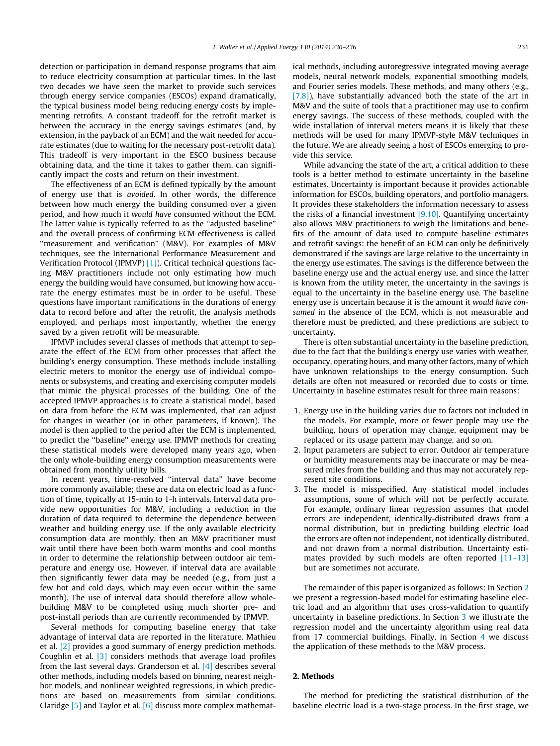detection or participation in demand response programs that aim to reduce electricity consumption at particular times. In the last two decades we have seen the market to provide such services through energy service companies (ESCOs) expand dramatically, the typical business model being reducing energy costs by implementing retrofits. A constant tradeoff for the retrofit market is between the accuracy in the energy savings estimates (and, by extension, in the payback of an ECM) and the wait needed for accurate estimates (due to waiting for the necessary post-retrofit data). This tradeoff is very important in the ESCO business because obtaining data, and the time it takes to gather them, can significantly impact the costs and return on their investment.

The effectiveness of an ECM is defined typically by the amount of energy use that is *avoided*. In other words, the difference between how much energy the building consumed over a given period, and how much it *would have* consumed without the ECM. The latter value is typically referred to as the "adjusted baseline" and the overall process of confirming ECM effectiveness is called "measurement and verification" (M&V). For examples of M&V techniques, see the International Performance Measurement and Verification Protocol (IPMVP) [1]. Critical technical questions facing M&V practitioners include not only estimating how much energy the building would have consumed, but knowing how accurate the energy estimates must be in order to be useful. These questions have important ramifications in the durations of energy data to record before and after the retrofit, the analysis methods employed, and perhaps most importantly, whether the energy saved by a given retrofit will be measurable.

IPMVP includes several classes of methods that attempt to separate the effect of the ECM from other processes that affect the building's energy consumption. These methods include installing electric meters to monitor the energy use of individual components or subsystems, and creating and exercising computer models that mimic the physical processes of the building. One of the accepted IPMVP approaches is to create a statistical model, based on data from before the ECM was implemented, that can adjust for changes in weather (or in other parameters, if known). The model is then applied to the period after the ECM is implemented, to predict the "baseline" energy use. IPMVP methods for creating these statistical models were developed many years ago, when the only whole-building energy consumption measurements were obtained from monthly utility bills.

In recent years, time-resolved "interval data" have become more commonly available; these are data on electric load as a function of time, typically at 15-min to 1-h intervals. Interval data provide new opportunities for M&V, including a reduction in the duration of data required to determine the dependence between weather and building energy use. If the only available electricity consumption data are monthly, then an M&V practitioner must wait until there have been both warm months and cool months in order to determine the relationship between outdoor air temperature and energy use. However, if interval data are available then significantly fewer data may be needed (e.g., from just a few hot and cold days, which may even occur within the same month). The use of interval data should therefore allow whole-building M&V to be completed using much shorter pre- and post-install periods than are currently recommended by IPMVP.

Several methods for computing baseline energy that take advantage of interval data are reported in the literature. Mathieu et al. [2] provides a good summary of energy prediction methods. Coughlin et al. [3] considers methods that average load profiles from the last several days. Granderson et al. [4] describes several other methods, including models based on binning, nearest neighbor models, and nonlinear weighted regressions, in which predictions are based on measurements from similar conditions. Claridge [5] and Taylor et al. [6] discuss more complex mathematical methods, including autoregressive integrated moving average models, neural network models, exponential smoothing models, and Fourier series models. These methods, and many others (e.g., [7,8]), have substantially advanced both the state of the art in M&V and the suite of tools that a practitioner may use to confirm energy savings. The success of these methods, coupled with the wide installation of interval meters means it is likely that these methods will be used for many IPMVP-style M&V techniques in the future. We are already seeing a host of ESCOs emerging to provide this service.

While advancing the state of the art, a critical addition to these tools is a better method to estimate uncertainty in the baseline estimates. Uncertainty is important because it provides actionable information for ESCOs, building operators, and portfolio managers. It provides these stakeholders the information necessary to assess the risks of a financial investment [9,10]. Quantifying uncertainty also allows M&V practitioners to weigh the limitations and benefits of the amount of data used to compute baseline estimates and retrofit savings: the benefit of an ECM can only be definitively demonstrated if the savings are large relative to the uncertainty in the energy use estimates. The savings is the difference between the baseline energy use and the actual energy use, and since the latter is known from the utility meter, the uncertainty in the savings is equal to the uncertainty in the baseline energy use. The baseline energy use is uncertain because it is the amount it *would have consumed* in the absence of the ECM, which is not measurable and therefore must be predicted, and these predictions are subject to uncertainty.

There is often substantial uncertainty in the baseline prediction, due to the fact that the building's energy use varies with weather, occupancy, operating hours, and many other factors, many of which have unknown relationships to the energy consumption. Such details are often not measured or recorded due to costs or time. Uncertainty in baseline estimates result for three main reasons:

1. Energy use in the building varies due to factors not included in the models. For example, more or fewer people may use the building, hours of operation may change, equipment may be replaced or its usage pattern may change, and so on.
2. Input parameters are subject to error. Outdoor air temperature or humidity measurements may be inaccurate or may be measured miles from the building and thus may not accurately represent site conditions.
3. The model is misspecified. Any statistical model includes assumptions, some of which will not be perfectly accurate. For example, ordinary linear regression assumes that model errors are independent, identically-distributed draws from a normal distribution, but in predicting building electric load the errors are often not independent, not identically distributed, and not drawn from a normal distribution. Uncertainty estimates provided by such models are often reported [11–13] but are sometimes not accurate.

The remainder of this paper is organized as follows: In Section 2 we present a regression-based model for estimating baseline electric load and an algorithm that uses cross-validation to quantify uncertainty in baseline predictions. In Section 3 we illustrate the regression model and the uncertainty algorithm using real data from 17 commercial buildings. Finally, in Section 4 we discuss the application of these methods to the M&V process.

## 2. Methods

The method for predicting the statistical distribution of the baseline electric load is a two-stage process. In the first stage, we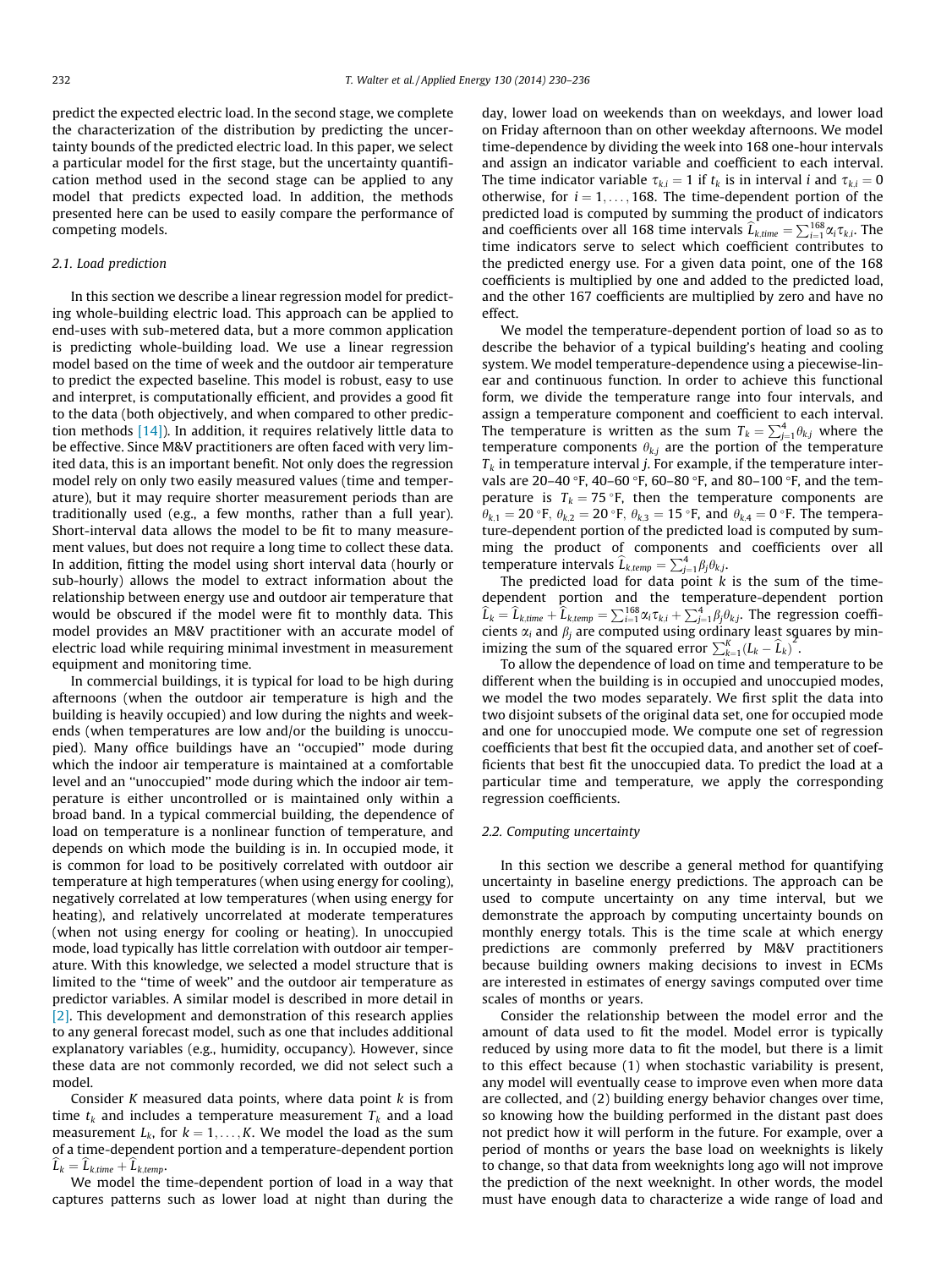predict the expected electric load. In the second stage, we complete the characterization of the distribution by predicting the uncertainty bounds of the predicted electric load. In this paper, we select a particular model for the first stage, but the uncertainty quantification method used in the second stage can be applied to any model that predicts expected load. In addition, the methods presented here can be used to easily compare the performance of competing models.

### 2.1. Load prediction

In this section we describe a linear regression model for predicting whole-building electric load. This approach can be applied to end-uses with sub-metered data, but a more common application is predicting whole-building load. We use a linear regression model based on the time of week and the outdoor air temperature to predict the expected baseline. This model is robust, easy to use and interpret, is computationally efficient, and provides a good fit to the data (both objectively, and when compared to other prediction methods [14]). In addition, it requires relatively little data to be effective. Since M&V practitioners are often faced with very limited data, this is an important benefit. Not only does the regression model rely on only two easily measured values (time and temperature), but it may require shorter measurement periods than are traditionally used (e.g., a few months, rather than a full year). Short-interval data allows the model to be fit to many measurement values, but does not require a long time to collect these data. In addition, fitting the model using short interval data (hourly or sub-hourly) allows the model to extract information about the relationship between energy use and outdoor air temperature that would be obscured if the model were fit to monthly data. This model provides an M&V practitioner with an accurate model of electric load while requiring minimal investment in measurement equipment and monitoring time.

In commercial buildings, it is typical for load to be high during afternoons (when the outdoor air temperature is high and the building is heavily occupied) and low during the nights and weekends (when temperatures are low and/or the building is unoccupied). Many office buildings have an "occupied" mode during which the indoor air temperature is maintained at a comfortable level and an "unoccupied" mode during which the indoor air temperature is either uncontrolled or is maintained only within a broad band. In a typical commercial building, the dependence of load on temperature is a nonlinear function of temperature, and depends on which mode the building is in. In occupied mode, it is common for load to be positively correlated with outdoor air temperature at high temperatures (when using energy for cooling), negatively correlated at low temperatures (when using energy for heating), and relatively uncorrelated at moderate temperatures (when not using energy for cooling or heating). In unoccupied mode, load typically has little correlation with outdoor air temperature. With this knowledge, we selected a model structure that is limited to the "time of week" and the outdoor air temperature as predictor variables. A similar model is described in more detail in [2]. This development and demonstration of this research applies to any general forecast model, such as one that includes additional explanatory variables (e.g., humidity, occupancy). However, since these data are not commonly recorded, we did not select such a model.

Consider $K$ measured data points, where data point $k$ is from time $t_k$ and includes a temperature measurement $T_k$ and a load measurement $L_k$, for $k = 1, \ldots, K$. We model the load as the sum of a time-dependent portion and a temperature-dependent portion $\widehat{L}_k = \widehat{L}_{k,time} + \widehat{L}_{k,temp}$.

We model the time-dependent portion of load in a way that captures patterns such as lower load at night than during the day, lower load on weekends than on weekdays, and lower load on Friday afternoon than on other weekday afternoons. We model time-dependence by dividing the week into 168 one-hour intervals and assign an indicator variable and coefficient to each interval. The time indicator variable $\tau_{k,i} = 1$ if $t_k$ is in interval $i$ and $\tau_{k,i} = 0$ otherwise, for $i = 1, \ldots, 168$. The time-dependent portion of the predicted load is computed by summing the product of indicators and coefficients over all 168 time intervals $\widehat{L}_{k,time} = \sum_{i=1}^{168} \alpha_i \tau_{k,i}$. The time indicators serve to select which coefficient contributes to the predicted energy use. For a given data point, one of the 168 coefficients is multiplied by one and added to the predicted load, and the other 167 coefficients are multiplied by zero and have no effect.

We model the temperature-dependent portion of load so as to describe the behavior of a typical building's heating and cooling system. We model temperature-dependence using a piecewise-linear and continuous function. In order to achieve this functional form, we divide the temperature range into four intervals, and assign a temperature component and coefficient to each interval. The temperature is written as the sum $T_k = \sum_{j=1}^{4} \theta_{k,j}$ where the temperature components $\theta_{k,j}$ are the portion of the temperature $T_k$ in temperature interval $j$. For example, if the temperature intervals are 20–40 °F, 40–60 °F, 60–80 °F, and 80–100 °F, and the temperature is $T_k = 75$ °F, then the temperature components are $\theta_{k,1} = 20$ °F, $\theta_{k,2} = 20$ °F, $\theta_{k,3} = 15$ °F, and $\theta_{k,4} = 0$ °F. The temperature-dependent portion of the predicted load is computed by summing the product of components and coefficients over all temperature intervals $\widehat{L}_{k,temp} = \sum_{j=1}^{4} \beta_j \theta_{k,j}$.

The predicted load for data point $k$ is the sum of the time-dependent portion and the temperature-dependent portion $\widehat{L}_k = \widehat{L}_{k,time} + \widehat{L}_{k,temp} = \sum_{i=1}^{168} \alpha_i \tau_{k,i} + \sum_{j=1}^{4} \beta_j \theta_{k,j}$. The regression coefficients $\alpha_i$ and $\beta_j$ are computed using ordinary least squares by minimizing the sum of the squared error $\sum_{k=1}^{K} (L_k - \widehat{L}_k)^2$.

To allow the dependence of load on time and temperature to be different when the building is in occupied and unoccupied modes, we model the two modes separately. We first split the data into two disjoint subsets of the original data set, one for occupied mode and one for unoccupied mode. We compute one set of regression coefficients that best fit the occupied data, and another set of coefficients that best fit the unoccupied data. To predict the load at a particular time and temperature, we apply the corresponding regression coefficients.

### 2.2. Computing uncertainty

In this section we describe a general method for quantifying uncertainty in baseline energy predictions. The approach can be used to compute uncertainty on any time interval, but we demonstrate the approach by computing uncertainty bounds on monthly energy totals. This is the time scale at which energy predictions are commonly preferred by M&V practitioners because building owners making decisions to invest in ECMs are interested in estimates of energy savings computed over time scales of months or years.

Consider the relationship between the model error and the amount of data used to fit the model. Model error is typically reduced by using more data to fit the model, but there is a limit to this effect because (1) when stochastic variability is present, any model will eventually cease to improve even when more data are collected, and (2) building energy behavior changes over time, so knowing how the building performed in the distant past does not predict how it will perform in the future. For example, over a period of months or years the base load on weeknights is likely to change, so that data from weeknights long ago will not improve the prediction of the next weeknight. In other words, the model must have enough data to characterize a wide range of load and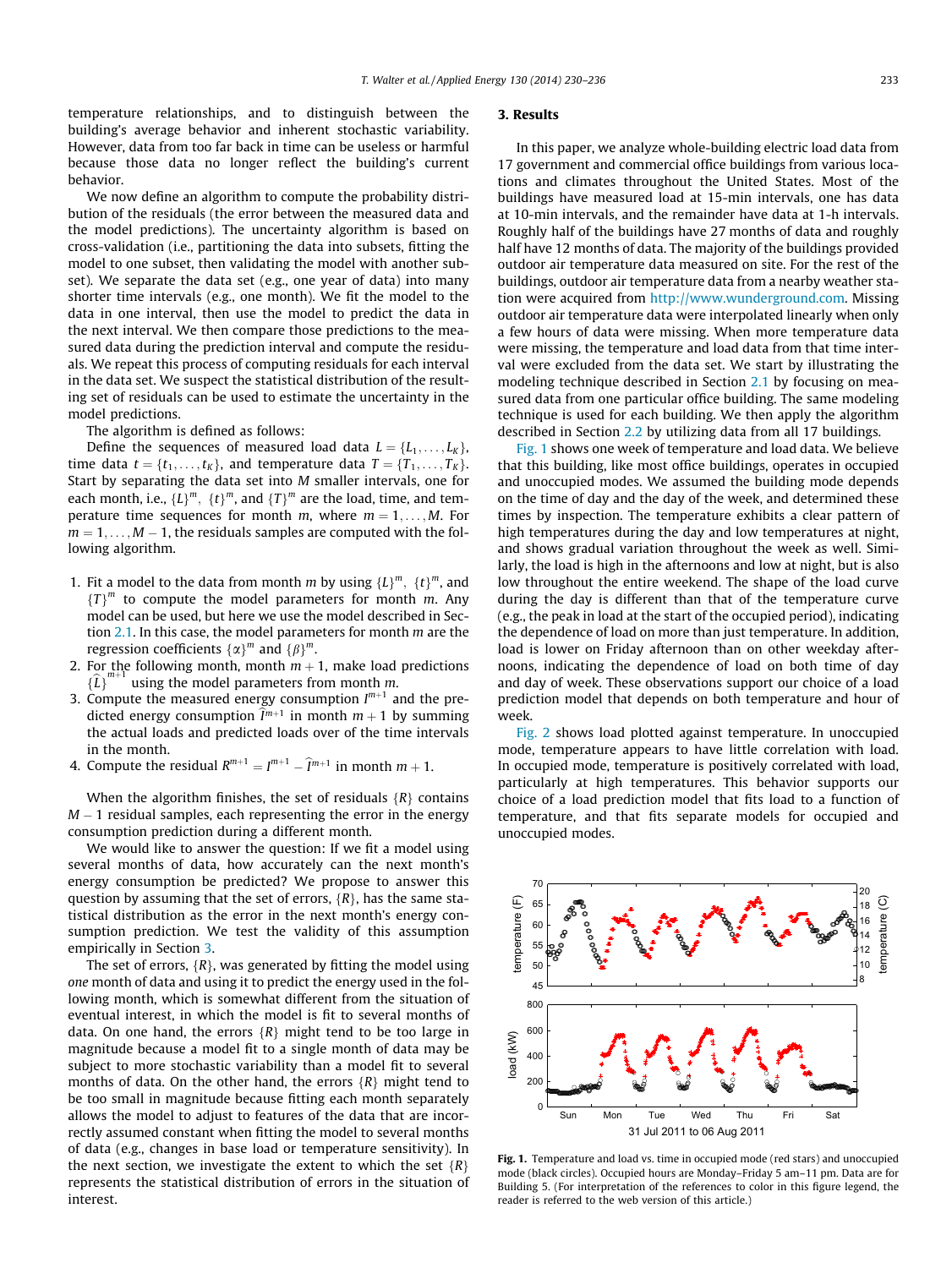temperature relationships, and to distinguish between the building's average behavior and inherent stochastic variability. However, data from too far back in time can be useless or harmful because those data no longer reflect the building's current behavior.

We now define an algorithm to compute the probability distribution of the residuals (the error between the measured data and the model predictions). The uncertainty algorithm is based on cross-validation (i.e., partitioning the data into subsets, fitting the model to one subset, then validating the model with another subset). We separate the data set (e.g., one year of data) into many shorter time intervals (e.g., one month). We fit the model to the data in one interval, then use the model to predict the data in the next interval. We then compare those predictions to the measured data during the prediction interval and compute the residuals. We repeat this process of computing residuals for each interval in the data set. We suspect the statistical distribution of the resulting set of residuals can be used to estimate the uncertainty in the model predictions.

The algorithm is defined as follows:

Define the sequences of measured load data $L = \{L_1, \ldots, L_K\}$, time data $t = \{t_1, \ldots, t_K\}$, and temperature data $T = \{T_1, \ldots, T_K\}$. Start by separating the data set into $M$ smaller intervals, one for each month, i.e., $\{L\}^m$, $\{t\}^m$, and $\{T\}^m$ are the load, time, and temperature time sequences for month $m$, where $m = 1, \ldots, M$. For $m = 1, \ldots, M-1$, the residuals samples are computed with the following algorithm.

1. Fit a model to the data from month $m$ by using $\{L\}^m$, $\{t\}^m$, and $\{T\}^m$ to compute the model parameters for month $m$. Any model can be used, but here we use the model described in Section 2.1. In this case, the model parameters for month $m$ are the regression coefficients $\{\alpha\}^m$ and $\{\beta\}^m$.
2. For the following month, month $m+1$, make load predictions $\{\hat{L}\}^{m+1}$ using the model parameters from month $m$.
3. Compute the measured energy consumption $I^{m+1}$ and the predicted energy consumption $\hat{I}^{m+1}$ in month $m+1$ by summing the actual loads and predicted loads over of the time intervals in the month.
4. Compute the residual $R^{m+1} = I^{m+1} - \hat{I}^{m+1}$ in month $m+1$.

When the algorithm finishes, the set of residuals $\{R\}$ contains $M-1$ residual samples, each representing the error in the energy consumption prediction during a different month.

We would like to answer the question: If we fit a model using several months of data, how accurately can the next month's energy consumption be predicted? We propose to answer this question by assuming that the set of errors, $\{R\}$, has the same statistical distribution as the error in the next month's energy consumption prediction. We test the validity of this assumption empirically in Section 3.

The set of errors, $\{R\}$, was generated by fitting the model using *one* month of data and using it to predict the energy used in the following month, which is somewhat different from the situation of eventual interest, in which the model is fit to several months of data. On one hand, the errors $\{R\}$ might tend to be too large in magnitude because a model fit to a single month of data may be subject to more stochastic variability than a model fit to several months of data. On the other hand, the errors $\{R\}$ might tend to be too small in magnitude because fitting each month separately allows the model to adjust to features of the data that are incorrectly assumed constant when fitting the model to several months of data (e.g., changes in base load or temperature sensitivity). In the next section, we investigate the extent to which the set $\{R\}$ represents the statistical distribution of errors in the situation of interest.

## 3. Results

In this paper, we analyze whole-building electric load data from 17 government and commercial office buildings from various locations and climates throughout the United States. Most of the buildings have measured load at 15-min intervals, one has data at 10-min intervals, and the remainder have data at 1-h intervals. Roughly half of the buildings have 27 months of data and roughly half have 12 months of data. The majority of the buildings provided outdoor air temperature data measured on site. For the rest of the buildings, outdoor air temperature data from a nearby weather station were acquired from http://www.wunderground.com. Missing outdoor air temperature data were interpolated linearly when only a few hours of data were missing. When more temperature data were missing, the temperature and load data from that time interval were excluded from the data set. We start by illustrating the modeling technique described in Section 2.1 by focusing on measured data from one particular office building. The same modeling technique is used for each building. We then apply the algorithm described in Section 2.2 by utilizing data from all 17 buildings.

Fig. 1 shows one week of temperature and load data. We believe that this building, like most office buildings, operates in occupied and unoccupied modes. We assumed the building mode depends on the time of day and the day of the week, and determined these times by inspection. The temperature exhibits a clear pattern of high temperatures during the day and low temperatures at night, and shows gradual variation throughout the week as well. Similarly, the load is high in the afternoons and low at night, but is also low throughout the entire weekend. The shape of the load curve during the day is different than that of the temperature curve (e.g., the peak in load at the start of the occupied period), indicating the dependence of load on more than just temperature. In addition, load is lower on Friday afternoon than on other weekday afternoons, indicating the dependence of load on both time of day and day of week. These observations support our choice of a load prediction model that depends on both temperature and hour of week.

Fig. 2 shows load plotted against temperature. In unoccupied mode, temperature appears to have little correlation with load. In occupied mode, temperature is positively correlated with load, particularly at high temperatures. This behavior supports our choice of a load prediction model that fits load to a function of temperature, and that fits separate models for occupied and unoccupied modes.

**Fig. 1.** Temperature and load vs. time in occupied mode (red stars) and unoccupied mode (black circles). Occupied hours are Monday–Friday 5 am–11 pm. Data are for Building 5. (For interpretation of the references to color in this figure legend, the reader is referred to the web version of this article.)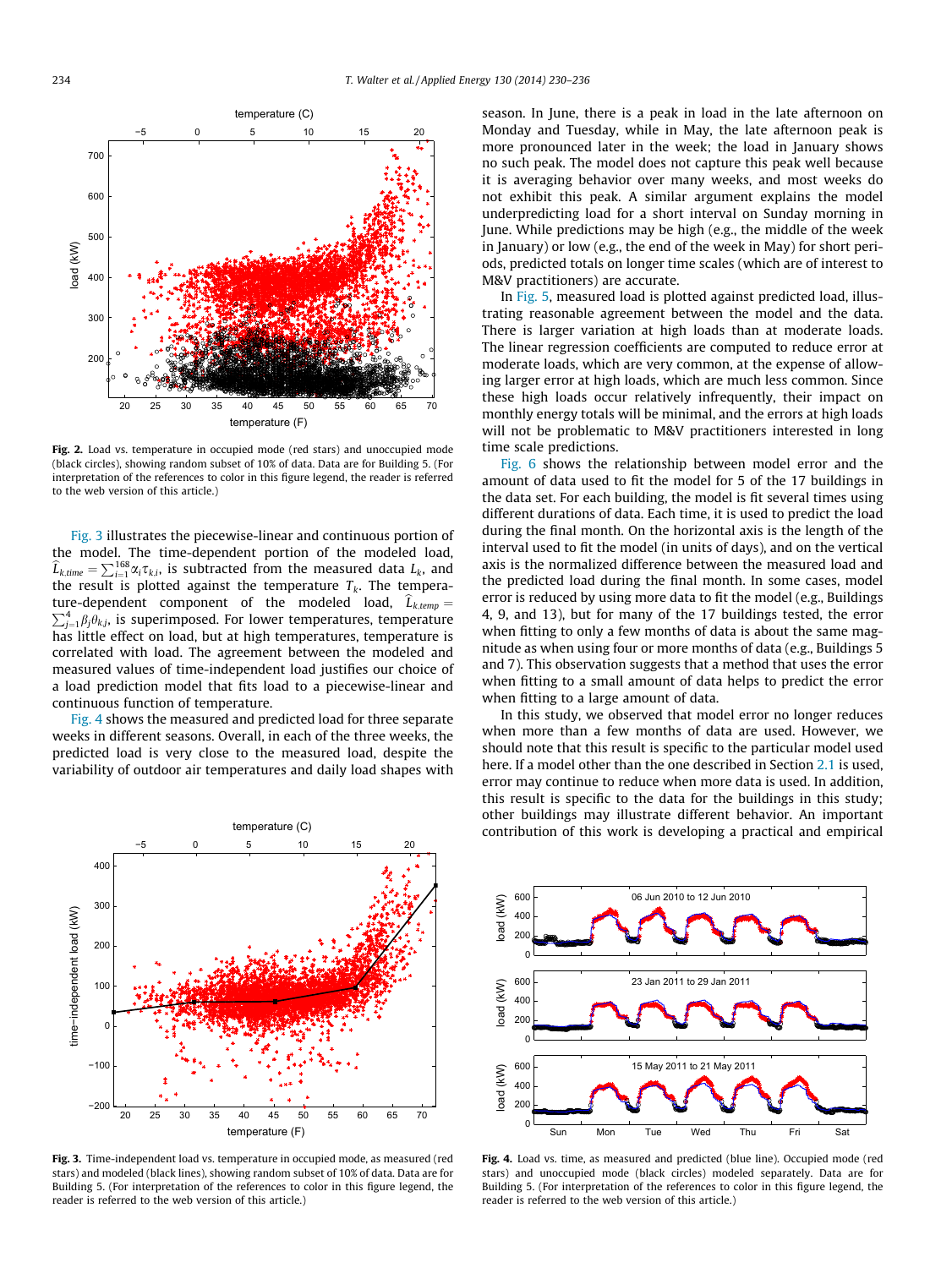Fig. 2. Load vs. temperature in occupied mode (red stars) and unoccupied mode (black circles), showing random subset of 10% of data. Data are for Building 5. (For interpretation of the references to color in this figure legend, the reader is referred to the web version of this article.)

Fig. 3 illustrates the piecewise-linear and continuous portion of the model. The time-dependent portion of the modeled load, $\widehat{L}_{k,time} = \sum_{i=1}^{168} \alpha_i \tau_{k,i}$, is subtracted from the measured data $L_k$, and the result is plotted against the temperature $T_k$. The temperature-dependent component of the modeled load, $\widehat{L}_{k,temp} = \sum_{j=1}^{4} \beta_j \theta_{k,j}$, is superimposed. For lower temperatures, temperature has little effect on load, but at high temperatures, temperature is correlated with load. The agreement between the modeled and measured values of time-independent load justifies our choice of a load prediction model that fits load to a piecewise-linear and continuous function of temperature.

Fig. 4 shows the measured and predicted load for three separate weeks in different seasons. Overall, in each of the three weeks, the predicted load is very close to the measured load, despite the variability of outdoor air temperatures and daily load shapes with season. In June, there is a peak in load in the late afternoon on Monday and Tuesday, while in May, the late afternoon peak is more pronounced later in the week; the load in January shows no such peak. The model does not capture this peak well because it is averaging behavior over many weeks, and most weeks do not exhibit this peak. A similar argument explains the model underpredicting load for a short interval on Sunday morning in June. While predictions may be high (e.g., the middle of the week in January) or low (e.g., the end of the week in May) for short periods, predicted totals on longer time scales (which are of interest to M&V practitioners) are accurate.

In Fig. 5, measured load is plotted against predicted load, illustrating reasonable agreement between the model and the data. There is larger variation at high loads than at moderate loads. The linear regression coefficients are computed to reduce error at moderate loads, which are very common, at the expense of allowing larger error at high loads, which are much less common. Since these high loads occur relatively infrequently, their impact on monthly energy totals will be minimal, and the errors at high loads will not be problematic to M&V practitioners interested in long time scale predictions.

Fig. 6 shows the relationship between model error and the amount of data used to fit the model for 5 of the 17 buildings in the data set. For each building, the model is fit several times using different durations of data. Each time, it is used to predict the load during the final month. On the horizontal axis is the length of the interval used to fit the model (in units of days), and on the vertical axis is the normalized difference between the measured load and the predicted load during the final month. In some cases, model error is reduced by using more data to fit the model (e.g., Buildings 4, 9, and 13), but for many of the 17 buildings tested, the error when fitting to only a few months of data is about the same magnitude as when using four or more months of data (e.g., Buildings 5 and 7). This observation suggests that a method that uses the error when fitting to a small amount of data helps to predict the error when fitting to a large amount of data.

In this study, we observed that model error no longer reduces when more than a few months of data are used. However, we should note that this result is specific to the particular model used here. If a model other than the one described in Section 2.1 is used, error may continue to reduce when more data is used. In addition, this result is specific to the data for the buildings in this study; other buildings may illustrate different behavior. An important contribution of this work is developing a practical and empirical

Fig. 3. Time-independent load vs. temperature in occupied mode, as measured (red stars) and modeled (black lines), showing random subset of 10% of data. Data are for Building 5. (For interpretation of the references to color in this figure legend, the reader is referred to the web version of this article.)

Fig. 4. Load vs. time, as measured and predicted (blue line). Occupied mode (red stars) and unoccupied mode (black circles) modeled separately. Data are for Building 5. (For interpretation of the references to color in this figure legend, the reader is referred to the web version of this article.)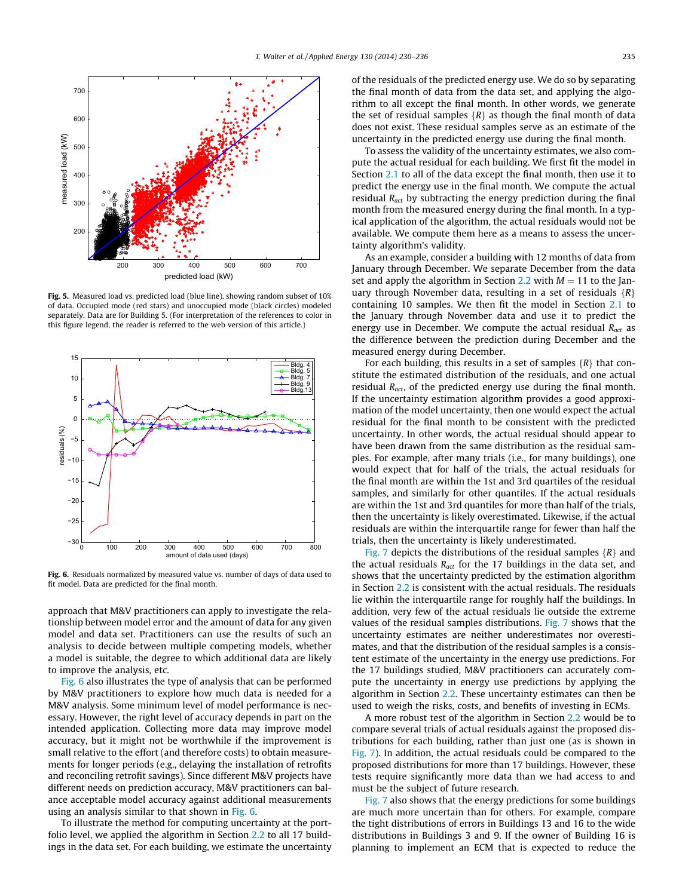**Fig. 5.** Measured load vs. predicted load (blue line), showing random subset of 10% of data. Occupied mode (red stars) and unoccupied mode (black circles) modeled separately. Data are for Building 5. (For interpretation of the references to color in this figure legend, the reader is referred to the web version of this article.)

**Fig. 6.** Residuals normalized by measured value vs. number of days of data used to fit model. Data are predicted for the final month.

approach that M&V practitioners can apply to investigate the relationship between model error and the amount of data for any given model and data set. Practitioners can use the results of such an analysis to decide between multiple competing models, whether a model is suitable, the degree to which additional data are likely to improve the analysis, etc.

Fig. 6 also illustrates the type of analysis that can be performed by M&V practitioners to explore how much data is needed for a M&V analysis. Some minimum level of model performance is necessary. However, the right level of accuracy depends in part on the intended application. Collecting more data may improve model accuracy, but it might not be worthwhile if the improvement is small relative to the effort (and therefore costs) to obtain measurements for longer periods (e.g., delaying the installation of retrofits and reconciling retrofit savings). Since different M&V projects have different needs on prediction accuracy, M&V practitioners can balance acceptable model accuracy against additional measurements using an analysis similar to that shown in Fig. 6.

To illustrate the method for computing uncertainty at the portfolio level, we applied the algorithm in Section 2.2 to all 17 buildings in the data set. For each building, we estimate the uncertainty of the residuals of the predicted energy use. We do so by separating the final month of data from the data set, and applying the algorithm to all except the final month. In other words, we generate the set of residual samples $\{R\}$ as though the final month of data does not exist. These residual samples serve as an estimate of the uncertainty in the predicted energy use during the final month.

To assess the validity of the uncertainty estimates, we also compute the actual residual for each building. We first fit the model in Section 2.1 to all of the data except the final month, then use it to predict the energy use in the final month. We compute the actual residual $R_{act}$ by subtracting the energy prediction during the final month from the measured energy during the final month. In a typical application of the algorithm, the actual residuals would not be available. We compute them here as a means to assess the uncertainty algorithm's validity.

As an example, consider a building with 12 months of data from January through December. We separate December from the data set and apply the algorithm in Section 2.2 with $M = 11$ to the January through November data, resulting in a set of residuals $\{R\}$ containing 10 samples. We then fit the model in Section 2.1 to the January through November data and use it to predict the energy use in December. We compute the actual residual $R_{act}$ as the difference between the prediction during December and the measured energy during December.

For each building, this results in a set of samples $\{R\}$ that constitute the estimated distribution of the residuals, and one actual residual $R_{act}$, of the predicted energy use during the final month. If the uncertainty estimation algorithm provides a good approximation of the model uncertainty, then one would expect the actual residual for the final month to be consistent with the predicted uncertainty. In other words, the actual residual should appear to have been drawn from the same distribution as the residual samples. For example, after many trials (i.e., for many buildings), one would expect that for half of the trials, the actual residuals for the final month are within the 1st and 3rd quartiles of the residual samples, and similarly for other quantiles. If the actual residuals are within the 1st and 3rd quantiles for more than half of the trials, then the uncertainty is likely overestimated. Likewise, if the actual residuals are within the interquartile range for fewer than half the trials, then the uncertainty is likely underestimated.

Fig. 7 depicts the distributions of the residual samples $\{R\}$ and the actual residuals $R_{act}$ for the 17 buildings in the data set, and shows that the uncertainty predicted by the estimation algorithm in Section 2.2 is consistent with the actual residuals. The residuals lie within the interquartile range for roughly half the buildings. In addition, very few of the actual residuals lie outside the extreme values of the residual samples distributions. Fig. 7 shows that the uncertainty estimates are neither underestimates nor overestimates, and that the distribution of the residual samples is a consistent estimate of the uncertainty in the energy use predictions. For the 17 buildings studied, M&V practitioners can accurately compute the uncertainty in energy use predictions by applying the algorithm in Section 2.2. These uncertainty estimates can then be used to weigh the risks, costs, and benefits of investing in ECMs.

A more robust test of the algorithm in Section 2.2 would be to compare several trials of actual residuals against the proposed distributions for each building, rather than just one (as is shown in Fig. 7). In addition, the actual residuals could be compared to the proposed distributions for more than 17 buildings. However, these tests require significantly more data than we had access to and must be the subject of future research.

Fig. 7 also shows that the energy predictions for some buildings are much more uncertain than for others. For example, compare the tight distributions of errors in Buildings 13 and 16 to the wide distributions in Buildings 3 and 9. If the owner of Building 16 is planning to implement an ECM that is expected to reduce the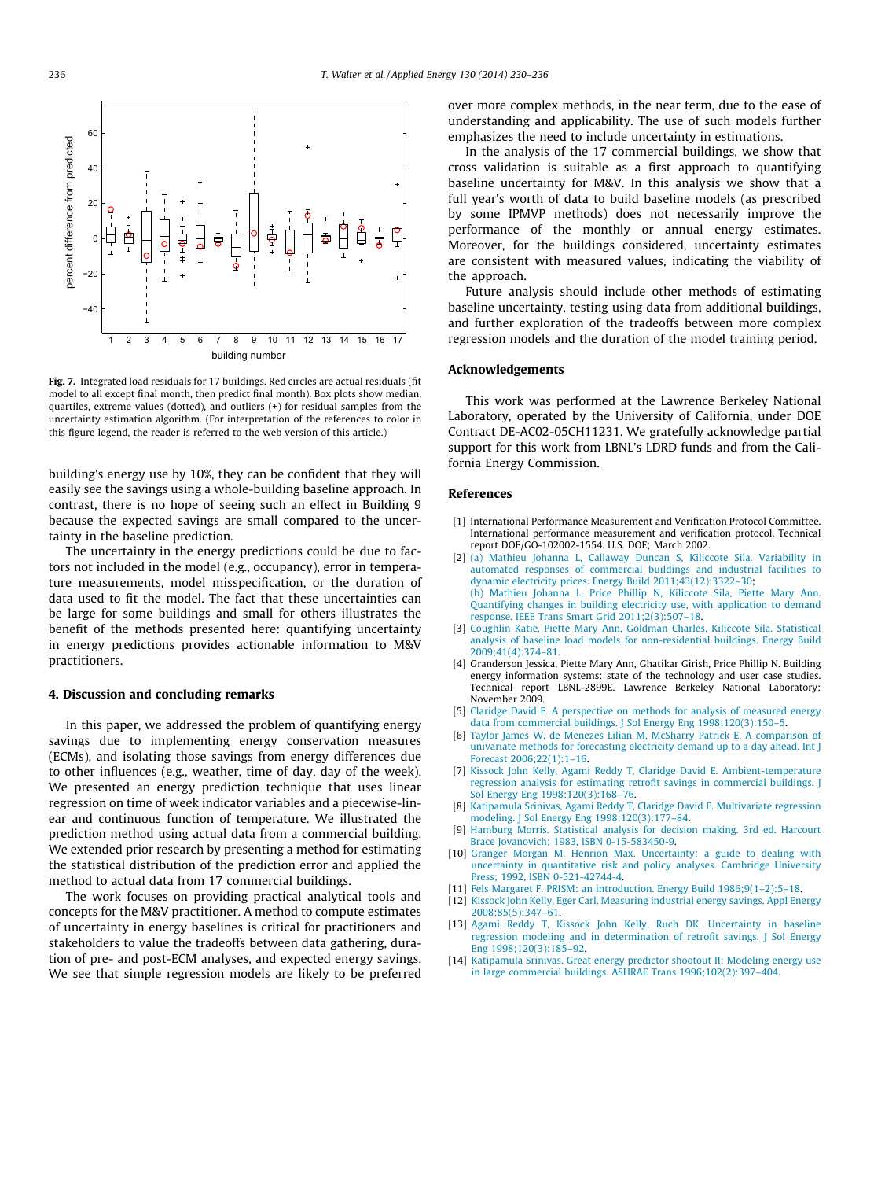percent difference from predicted

60

40

20

0

−20

−40

1 2 3 4 5 6 7 8 9 10 11 12 13 14 15 16 17

building number

**Fig. 7.** Integrated load residuals for 17 buildings. Red circles are actual residuals (fit model to all except final month, then predict final month). Box plots show median, quartiles, extreme values (dotted), and outliers (+) for residual samples from the uncertainty estimation algorithm. (For interpretation of the references to color in this figure legend, the reader is referred to the web version of this article.)

building's energy use by 10%, they can be confident that they will easily see the savings using a whole-building baseline approach. In contrast, there is no hope of seeing such an effect in Building 9 because the expected savings are small compared to the uncertainty in the baseline prediction.

The uncertainty in the energy predictions could be due to factors not included in the model (e.g., occupancy), error in temperature measurements, model misspecification, or the duration of data used to fit the model. The fact that these uncertainties can be large for some buildings and small for others illustrates the benefit of the methods presented here: quantifying uncertainty in energy predictions provides actionable information to M&V practitioners.

## 4. Discussion and concluding remarks

In this paper, we addressed the problem of quantifying energy savings due to implementing energy conservation measures (ECMs), and isolating those savings from energy differences due to other influences (e.g., weather, time of day, day of the week). We presented an energy prediction technique that uses linear regression on time of week indicator variables and a piecewise-linear and continuous function of temperature. We illustrated the prediction method using actual data from a commercial building. We extended prior research by presenting a method for estimating the statistical distribution of the prediction error and applied the method to actual data from 17 commercial buildings.

The work focuses on providing practical analytical tools and concepts for the M&V practitioner. A method to compute estimates of uncertainty in energy baselines is critical for practitioners and stakeholders to value the tradeoffs between data gathering, duration of pre- and post-ECM analyses, and expected energy savings. We see that simple regression models are likely to be preferred over more complex methods, in the near term, due to the ease of understanding and applicability. The use of such models further emphasizes the need to include uncertainty in estimations.

In the analysis of the 17 commercial buildings, we show that cross validation is suitable as a first approach to quantifying baseline uncertainty for M&V. In this analysis we show that a full year's worth of data to build baseline models (as prescribed by some IPMVP methods) does not necessarily improve the performance of the monthly or annual energy estimates. Moreover, for the buildings considered, uncertainty estimates are consistent with measured values, indicating the viability of the approach.

Future analysis should include other methods of estimating baseline uncertainty, testing using data from additional buildings, and further exploration of the tradeoffs between more complex regression models and the duration of the model training period.

## Acknowledgements

This work was performed at the Lawrence Berkeley National Laboratory, operated by the University of California, under DOE Contract DE-AC02-05CH11231. We gratefully acknowledge partial support for this work from LBNL's LDRD funds and from the California Energy Commission.

## References

[1] International Performance Measurement and Verification Protocol Committee. International performance measurement and verification protocol. Technical report DOE/GO-102002-1554. U.S. DOE; March 2002.

[2] (a) Mathieu Johanna L, Callaway Duncan S, Kiliccote Sila. Variability in automated responses of commercial buildings and industrial facilities to dynamic electricity prices. Energy Build 2011;43(12):3322–30;
(b) Mathieu Johanna L, Price Phillip N, Kiliccote Sila, Piette Mary Ann. Quantifying changes in building electricity use, with application to demand response. IEEE Trans Smart Grid 2011;2(3):507–18.

[3] Coughlin Katie, Piette Mary Ann, Goldman Charles, Kiliccote Sila. Statistical analysis of baseline load models for non-residential buildings. Energy Build 2009;41(4):374–81.

[4] Granderson Jessica, Piette Mary Ann, Ghatikar Girish, Price Phillip N. Building energy information systems: state of the technology and user case studies. Technical report LBNL-2899E. Lawrence Berkeley National Laboratory; November 2009.

[5] Claridge David E. A perspective on methods for analysis of measured energy data from commercial buildings. J Sol Energy Eng 1998;120(3):150–5.

[6] Taylor James W, de Menezes Lilian M, McSharry Patrick E. A comparison of univariate methods for forecasting electricity demand up to a day ahead. Int J Forecast 2006;22(1):1–16.

[7] Kissock John Kelly, Agami Reddy T, Claridge David E. Ambient-temperature regression analysis for estimating retrofit savings in commercial buildings. J Sol Energy Eng 1998;120(3):168–76.

[8] Katipamula Srinivas, Agami Reddy T, Claridge David E. Multivariate regression modeling. J Sol Energy Eng 1998;120(3):177–84.

[9] Hamburg Morris. Statistical analysis for decision making. 3rd ed. Harcourt Brace Jovanovich; 1983, ISBN 0-15-583450-9.

[10] Granger Morgan M, Henrion Max. Uncertainty: a guide to dealing with uncertainty in quantitative risk and policy analyses. Cambridge University Press; 1992, ISBN 0-521-42744-4.

[11] Fels Margaret F. PRISM: an introduction. Energy Build 1986;9(1–2):5–18.

[12] Kissock John Kelly, Eger Carl. Measuring industrial energy savings. Appl Energy 2008;85(5):347–61.

[13] Agami Reddy T, Kissock John Kelly, Ruch DK. Uncertainty in baseline regression modeling and in determination of retrofit savings. J Sol Energy Eng 1998;120(3):185–92.

[14] Katipamula Srinivas. Great energy predictor shootout II: Modeling energy use in large commercial buildings. ASHRAE Trans 1996;102(2):397–404.